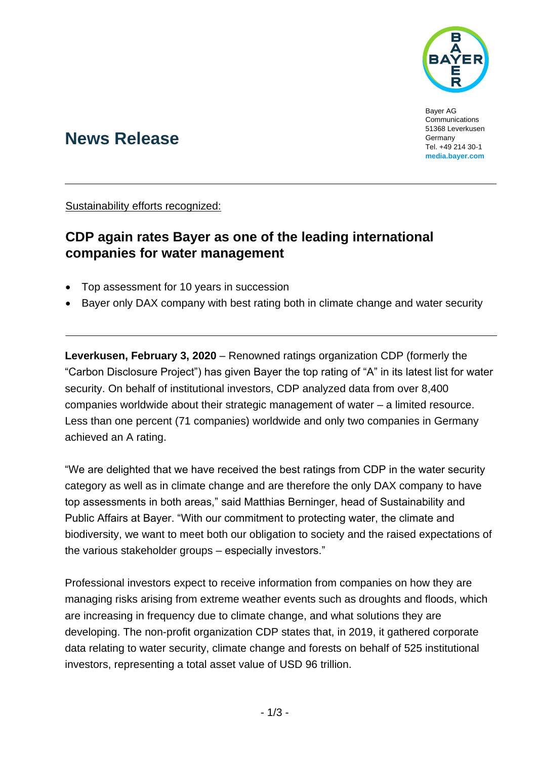Bayer AG
Communications
51368 Leverkusen
Germany
Tel. +49 214 30-1
**media.bayer.com**

# News Release

Sustainability efforts recognized:

## CDP again rates Bayer as one of the leading international companies for water management

- Top assessment for 10 years in succession
- Bayer only DAX company with best rating both in climate change and water security

**Leverkusen, February 3, 2020** – Renowned ratings organization CDP (formerly the "Carbon Disclosure Project") has given Bayer the top rating of "A" in its latest list for water security. On behalf of institutional investors, CDP analyzed data from over 8,400 companies worldwide about their strategic management of water – a limited resource. Less than one percent (71 companies) worldwide and only two companies in Germany achieved an A rating.

"We are delighted that we have received the best ratings from CDP in the water security category as well as in climate change and are therefore the only DAX company to have top assessments in both areas," said Matthias Berninger, head of Sustainability and Public Affairs at Bayer. "With our commitment to protecting water, the climate and biodiversity, we want to meet both our obligation to society and the raised expectations of the various stakeholder groups – especially investors."

Professional investors expect to receive information from companies on how they are managing risks arising from extreme weather events such as droughts and floods, which are increasing in frequency due to climate change, and what solutions they are developing. The non-profit organization CDP states that, in 2019, it gathered corporate data relating to water security, climate change and forests on behalf of 525 institutional investors, representing a total asset value of USD 96 trillion.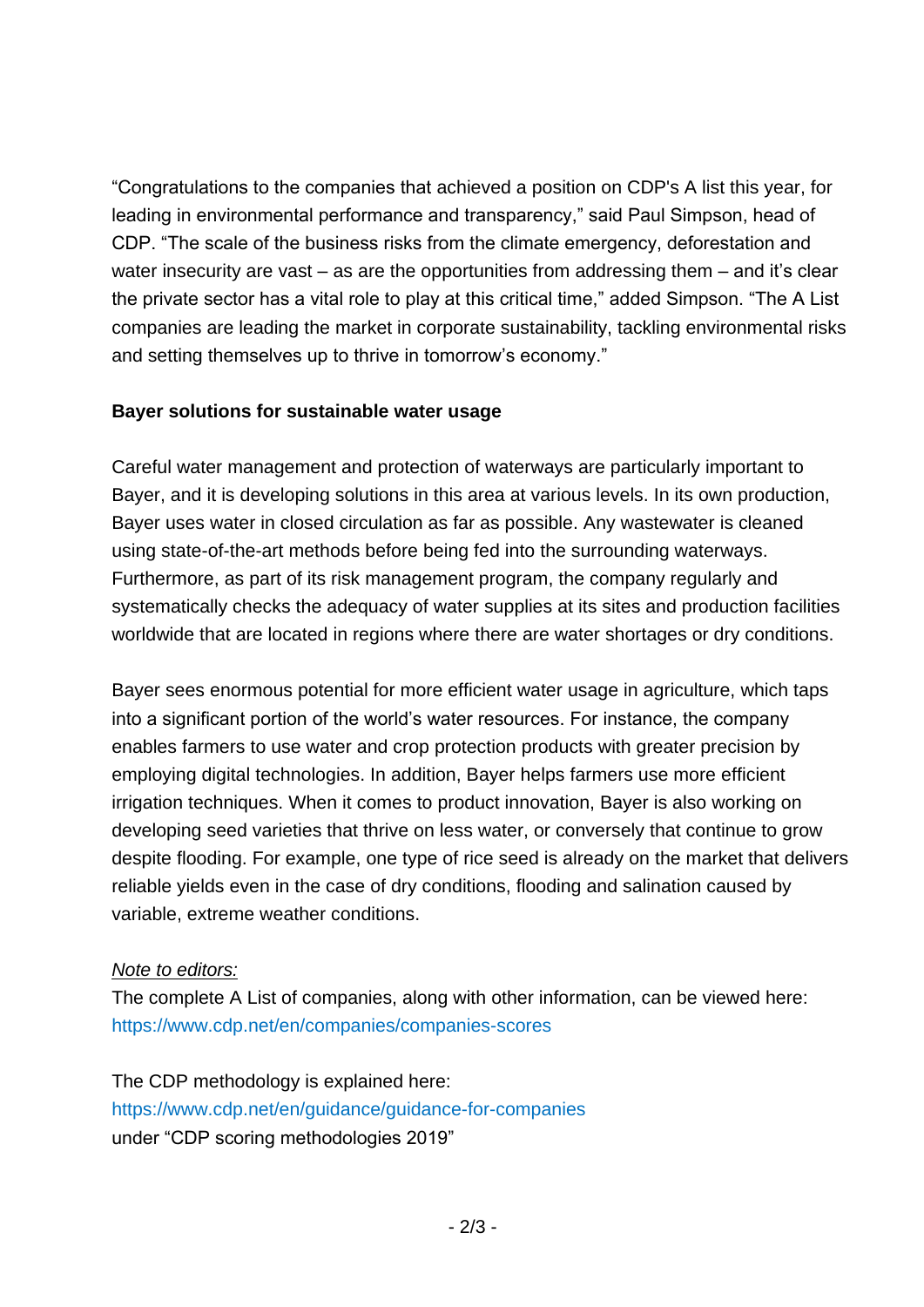"Congratulations to the companies that achieved a position on CDP's A list this year, for leading in environmental performance and transparency," said Paul Simpson, head of CDP. "The scale of the business risks from the climate emergency, deforestation and water insecurity are vast – as are the opportunities from addressing them – and it's clear the private sector has a vital role to play at this critical time," added Simpson. "The A List companies are leading the market in corporate sustainability, tackling environmental risks and setting themselves up to thrive in tomorrow's economy."

**Bayer solutions for sustainable water usage**

Careful water management and protection of waterways are particularly important to Bayer, and it is developing solutions in this area at various levels. In its own production, Bayer uses water in closed circulation as far as possible. Any wastewater is cleaned using state-of-the-art methods before being fed into the surrounding waterways. Furthermore, as part of its risk management program, the company regularly and systematically checks the adequacy of water supplies at its sites and production facilities worldwide that are located in regions where there are water shortages or dry conditions.

Bayer sees enormous potential for more efficient water usage in agriculture, which taps into a significant portion of the world's water resources. For instance, the company enables farmers to use water and crop protection products with greater precision by employing digital technologies. In addition, Bayer helps farmers use more efficient irrigation techniques. When it comes to product innovation, Bayer is also working on developing seed varieties that thrive on less water, or conversely that continue to grow despite flooding. For example, one type of rice seed is already on the market that delivers reliable yields even in the case of dry conditions, flooding and salination caused by variable, extreme weather conditions.

*Note to editors:*
The complete A List of companies, along with other information, can be viewed here:
https://www.cdp.net/en/companies/companies-scores

The CDP methodology is explained here:
https://www.cdp.net/en/guidance/guidance-for-companies
under "CDP scoring methodologies 2019"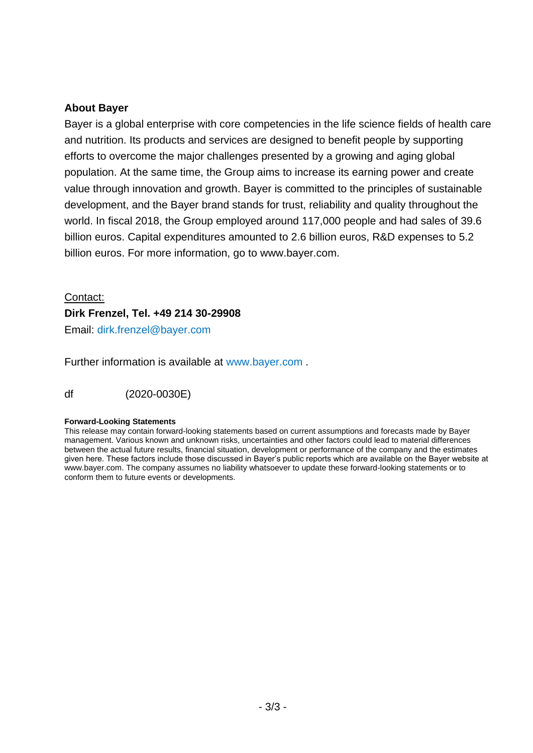**About Bayer**

Bayer is a global enterprise with core competencies in the life science fields of health care and nutrition. Its products and services are designed to benefit people by supporting efforts to overcome the major challenges presented by a growing and aging global population. At the same time, the Group aims to increase its earning power and create value through innovation and growth. Bayer is committed to the principles of sustainable development, and the Bayer brand stands for trust, reliability and quality throughout the world. In fiscal 2018, the Group employed around 117,000 people and had sales of 39.6 billion euros. Capital expenditures amounted to 2.6 billion euros, R&D expenses to 5.2 billion euros. For more information, go to www.bayer.com.

Contact:

**Dirk Frenzel, Tel. +49 214 30-29908**

Email: dirk.frenzel@bayer.com

Further information is available at www.bayer.com .

df (2020-0030E)

**Forward-Looking Statements**

This release may contain forward-looking statements based on current assumptions and forecasts made by Bayer management. Various known and unknown risks, uncertainties and other factors could lead to material differences between the actual future results, financial situation, development or performance of the company and the estimates given here. These factors include those discussed in Bayer's public reports which are available on the Bayer website at www.bayer.com. The company assumes no liability whatsoever to update these forward-looking statements or to conform them to future events or developments.